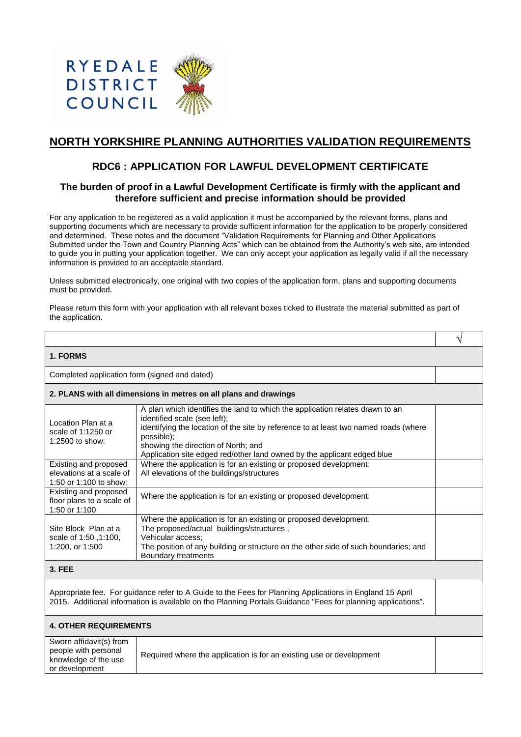RYEDALE DISTRICT COUNCIL

# NORTH YORKSHIRE PLANNING AUTHORITIES VALIDATION REQUIREMENTS

## RDC6 : APPLICATION FOR LAWFUL DEVELOPMENT CERTIFICATE

### The burden of proof in a Lawful Development Certificate is firmly with the applicant and therefore sufficient and precise information should be provided

For any application to be registered as a valid application it must be accompanied by the relevant forms, plans and supporting documents which are necessary to provide sufficient information for the application to be properly considered and determined. These notes and the document "Validation Requirements for Planning and Other Applications Submitted under the Town and Country Planning Acts" which can be obtained from the Authority's web site, are intended to guide you in putting your application together. We can only accept your application as legally valid if all the necessary information is provided to an acceptable standard.

Unless submitted electronically, one original with two copies of the application form, plans and supporting documents must be provided.

Please return this form with your application with all relevant boxes ticked to illustrate the material submitted as part of the application.

| | | √ |
|---|---|---|
| **1. FORMS** | | |
| Completed application form (signed and dated) | | |
| **2. PLANS with all dimensions in metres on all plans and drawings** | | |
| Location Plan at a scale of 1:1250 or 1:2500 to show: | A plan which identifies the land to which the application relates drawn to an identified scale (see left);<br>identifying the location of the site by reference to at least two named roads (where possible);<br>showing the direction of North; and<br>Application site edged red/other land owned by the applicant edged blue | |
| Existing and proposed elevations at a scale of 1:50 or 1:100 to show: | Where the application is for an existing or proposed development:<br>All elevations of the buildings/structures | |
| Existing and proposed floor plans to a scale of 1:50 or 1:100 | Where the application is for an existing or proposed development: | |
| Site Block Plan at a scale of 1:50 ,1:100, 1:200, or 1:500 | Where the application is for an existing or proposed development:<br>The proposed/actual buildings/structures ,<br>Vehicular access;<br>The position of any building or structure on the other side of such boundaries; and<br>Boundary treatments | |
| **3. FEE** | | |
| Appropriate fee. For guidance refer to A Guide to the Fees for Planning Applications in England 15 April 2015. Additional information is available on the Planning Portals Guidance "Fees for planning applications". | | |
| **4. OTHER REQUIREMENTS** | | |
| Sworn affidavit(s) from people with personal knowledge of the use or development | Required where the application is for an existing use or development | |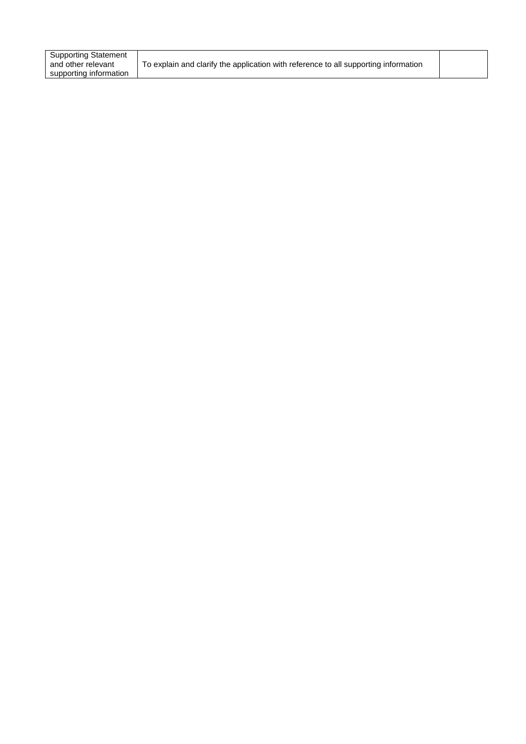| | | |
|---|---|---|
| Supporting Statement and other relevant supporting information | To explain and clarify the application with reference to all supporting information | |